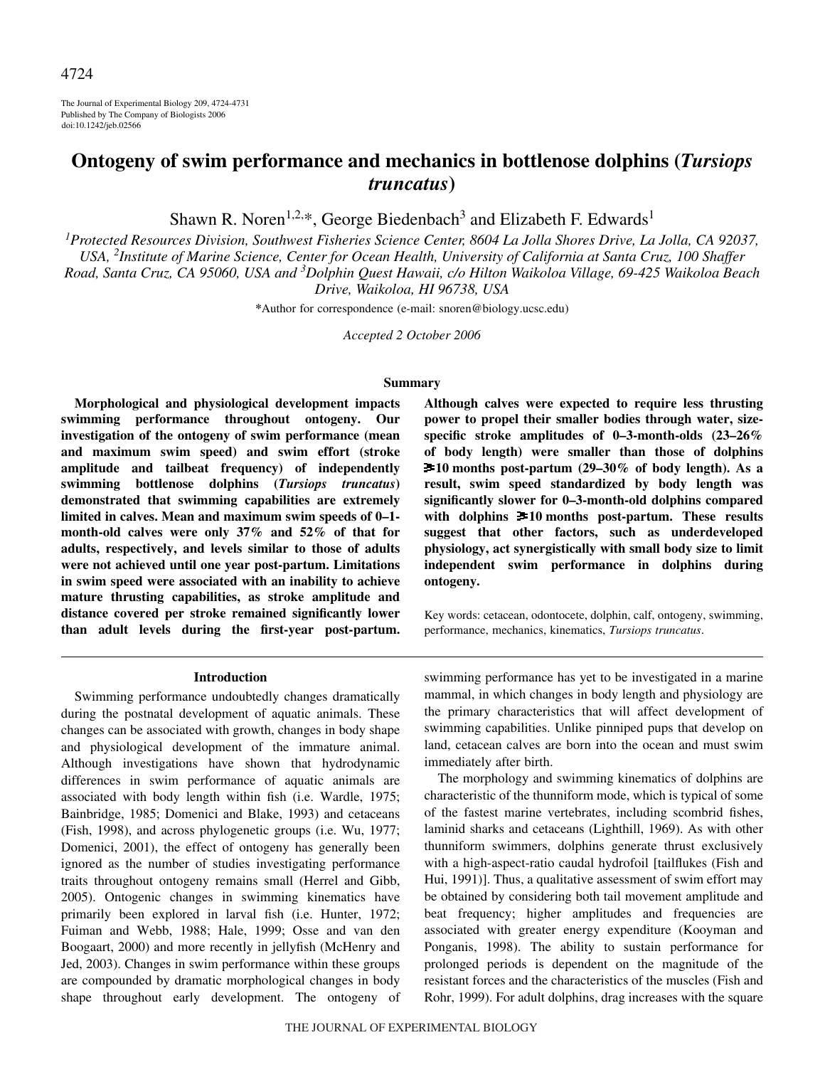# Ontogeny of swim performance and mechanics in bottlenose dolphins (*Tursiops truncatus*)

Shawn R. Noren[1,2,*], George Biedenbach[3] and Elizabeth F. Edwards[1]

[1]Protected Resources Division, Southwest Fisheries Science Center, 8604 La Jolla Shores Drive, La Jolla, CA 92037, USA, [2]Institute of Marine Science, Center for Ocean Health, University of California at Santa Cruz, 100 Shaffer Road, Santa Cruz, CA 95060, USA and [3]Dolphin Quest Hawaii, c/o Hilton Waikoloa Village, 69-425 Waikoloa Beach Drive, Waikoloa, HI 96738, USA

*Author for correspondence (e-mail: snoren@biology.ucsc.edu)

*Accepted 2 October 2006*

## Summary

**Morphological and physiological development impacts swimming performance throughout ontogeny. Our investigation of the ontogeny of swim performance (mean and maximum swim speed) and swim effort (stroke amplitude and tailbeat frequency) of independently swimming bottlenose dolphins (*Tursiops truncatus*) demonstrated that swimming capabilities are extremely limited in calves. Mean and maximum swim speeds of 0–1-month-old calves were only 37% and 52% of that for adults, respectively, and levels similar to those of adults were not achieved until one year post-partum. Limitations in swim speed were associated with an inability to achieve mature thrusting capabilities, as stroke amplitude and distance covered per stroke remained significantly lower than adult levels during the first-year post-partum. Although calves were expected to require less thrusting power to propel their smaller bodies through water, size-specific stroke amplitudes of 0–3-month-olds (23–26% of body length) were smaller than those of dolphins ≥10 months post-partum (29–30% of body length). As a result, swim speed standardized by body length was significantly slower for 0–3-month-old dolphins compared with dolphins ≥10 months post-partum. These results suggest that other factors, such as underdeveloped physiology, act synergistically with small body size to limit independent swim performance in dolphins during ontogeny.**

Key words: cetacean, odontocete, dolphin, calf, ontogeny, swimming, performance, mechanics, kinematics, *Tursiops truncatus*.

## Introduction

Swimming performance undoubtedly changes dramatically during the postnatal development of aquatic animals. These changes can be associated with growth, changes in body shape and physiological development of the immature animal. Although investigations have shown that hydrodynamic differences in swim performance of aquatic animals are associated with body length within fish (i.e. Wardle, 1975; Bainbridge, 1985; Domenici and Blake, 1993) and cetaceans (Fish, 1998), and across phylogenetic groups (i.e. Wu, 1977; Domenici, 2001), the effect of ontogeny has generally been ignored as the number of studies investigating performance traits throughout ontogeny remains small (Herrel and Gibb, 2005). Ontogenic changes in swimming kinematics have primarily been explored in larval fish (i.e. Hunter, 1972; Fuiman and Webb, 1988; Hale, 1999; Osse and van den Boogaart, 2000) and more recently in jellyfish (McHenry and Jed, 2003). Changes in swim performance within these groups are compounded by dramatic morphological changes in body shape throughout early development. The ontogeny of swimming performance has yet to be investigated in a marine mammal, in which changes in body length and physiology are the primary characteristics that will affect development of swimming capabilities. Unlike pinniped pups that develop on land, cetacean calves are born into the ocean and must swim immediately after birth.

The morphology and swimming kinematics of dolphins are characteristic of the thunniform mode, which is typical of some of the fastest marine vertebrates, including scombrid fishes, laminid sharks and cetaceans (Lighthill, 1969). As with other thunniform swimmers, dolphins generate thrust exclusively with a high-aspect-ratio caudal hydrofoil [tailflukes (Fish and Hui, 1991)]. Thus, a qualitative assessment of swim effort may be obtained by considering both tail movement amplitude and beat frequency; higher amplitudes and frequencies are associated with greater energy expenditure (Kooyman and Ponganis, 1998). The ability to sustain performance for prolonged periods is dependent on the magnitude of the resistant forces and the characteristics of the muscles (Fish and Rohr, 1999). For adult dolphins, drag increases with the square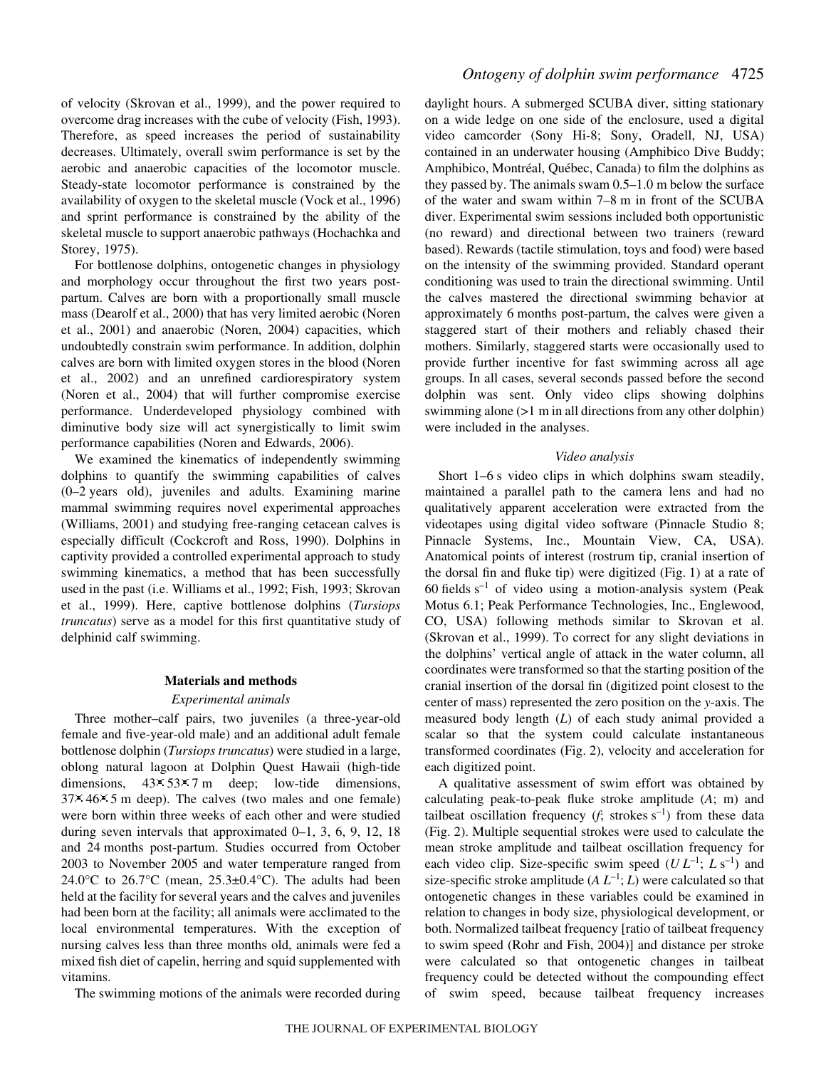of velocity (Skrovan et al., 1999), and the power required to overcome drag increases with the cube of velocity (Fish, 1993). Therefore, as speed increases the period of sustainability decreases. Ultimately, overall swim performance is set by the aerobic and anaerobic capacities of the locomotor muscle. Steady-state locomotor performance is constrained by the availability of oxygen to the skeletal muscle (Vock et al., 1996) and sprint performance is constrained by the ability of the skeletal muscle to support anaerobic pathways (Hochachka and Storey, 1975).

For bottlenose dolphins, ontogenetic changes in physiology and morphology occur throughout the first two years post-partum. Calves are born with a proportionally small muscle mass (Dearolf et al., 2000) that has very limited aerobic (Noren et al., 2001) and anaerobic (Noren, 2004) capacities, which undoubtedly constrain swim performance. In addition, dolphin calves are born with limited oxygen stores in the blood (Noren et al., 2002) and an unrefined cardiorespiratory system (Noren et al., 2004) that will further compromise exercise performance. Underdeveloped physiology combined with diminutive body size will act synergistically to limit swim performance capabilities (Noren and Edwards, 2006).

We examined the kinematics of independently swimming dolphins to quantify the swimming capabilities of calves (0–2 years old), juveniles and adults. Examining marine mammal swimming requires novel experimental approaches (Williams, 2001) and studying free-ranging cetacean calves is especially difficult (Cockcroft and Ross, 1990). Dolphins in captivity provided a controlled experimental approach to study swimming kinematics, a method that has been successfully used in the past (i.e. Williams et al., 1992; Fish, 1993; Skrovan et al., 1999). Here, captive bottlenose dolphins (*Tursiops truncatus*) serve as a model for this first quantitative study of delphinid calf swimming.

## Materials and methods

### *Experimental animals*

Three mother–calf pairs, two juveniles (a three-year-old female and five-year-old male) and an additional adult female bottlenose dolphin (*Tursiops truncatus*) were studied in a large, oblong natural lagoon at Dolphin Quest Hawaii (high-tide dimensions, 43×53×7 m deep; low-tide dimensions, 37×46×5 m deep). The calves (two males and one female) were born within three weeks of each other and were studied during seven intervals that approximated 0–1, 3, 6, 9, 12, 18 and 24 months post-partum. Studies occurred from October 2003 to November 2005 and water temperature ranged from 24.0°C to 26.7°C (mean, 25.3±0.4°C). The adults had been held at the facility for several years and the calves and juveniles had been born at the facility; all animals were acclimated to the local environmental temperatures. With the exception of nursing calves less than three months old, animals were fed a mixed fish diet of capelin, herring and squid supplemented with vitamins.

The swimming motions of the animals were recorded during daylight hours. A submerged SCUBA diver, sitting stationary on a wide ledge on one side of the enclosure, used a digital video camcorder (Sony Hi-8; Sony, Oradell, NJ, USA) contained in an underwater housing (Amphibico Dive Buddy; Amphibico, Montréal, Québec, Canada) to film the dolphins as they passed by. The animals swam 0.5–1.0 m below the surface of the water and swam within 7–8 m in front of the SCUBA diver. Experimental swim sessions included both opportunistic (no reward) and directional between two trainers (reward based). Rewards (tactile stimulation, toys and food) were based on the intensity of the swimming provided. Standard operant conditioning was used to train the directional swimming. Until the calves mastered the directional swimming behavior at approximately 6 months post-partum, the calves were given a staggered start of their mothers and reliably chased their mothers. Similarly, staggered starts were occasionally used to provide further incentive for fast swimming across all age groups. In all cases, several seconds passed before the second dolphin was sent. Only video clips showing dolphins swimming alone (>1 m in all directions from any other dolphin) were included in the analyses.

### *Video analysis*

Short 1–6 s video clips in which dolphins swam steadily, maintained a parallel path to the camera lens and had no qualitatively apparent acceleration were extracted from the videotapes using digital video software (Pinnacle Studio 8; Pinnacle Systems, Inc., Mountain View, CA, USA). Anatomical points of interest (rostrum tip, cranial insertion of the dorsal fin and fluke tip) were digitized (Fig. 1) at a rate of 60 fields $s^{-1}$ of video using a motion-analysis system (Peak Motus 6.1; Peak Performance Technologies, Inc., Englewood, CO, USA) following methods similar to Skrovan et al. (Skrovan et al., 1999). To correct for any slight deviations in the dolphins' vertical angle of attack in the water column, all coordinates were transformed so that the starting position of the cranial insertion of the dorsal fin (digitized point closest to the center of mass) represented the zero position on the *y*-axis. The measured body length ($L$) of each study animal provided a scalar so that the system could calculate instantaneous transformed coordinates (Fig. 2), velocity and acceleration for each digitized point.

A qualitative assessment of swim effort was obtained by calculating peak-to-peak fluke stroke amplitude ($A$; m) and tailbeat oscillation frequency ($f$; strokes $s^{-1}$) from these data (Fig. 2). Multiple sequential strokes were used to calculate the mean stroke amplitude and tailbeat oscillation frequency for each video clip. Size-specific swim speed ($U L^{-1}$; $L\ s^{-1}$) and size-specific stroke amplitude ($A L^{-1}$; $L$) were calculated so that ontogenetic changes in these variables could be examined in relation to changes in body size, physiological development, or both. Normalized tailbeat frequency [ratio of tailbeat frequency to swim speed (Rohr and Fish, 2004)] and distance per stroke were calculated so that ontogenetic changes in tailbeat frequency could be detected without the compounding effect of swim speed, because tailbeat frequency increases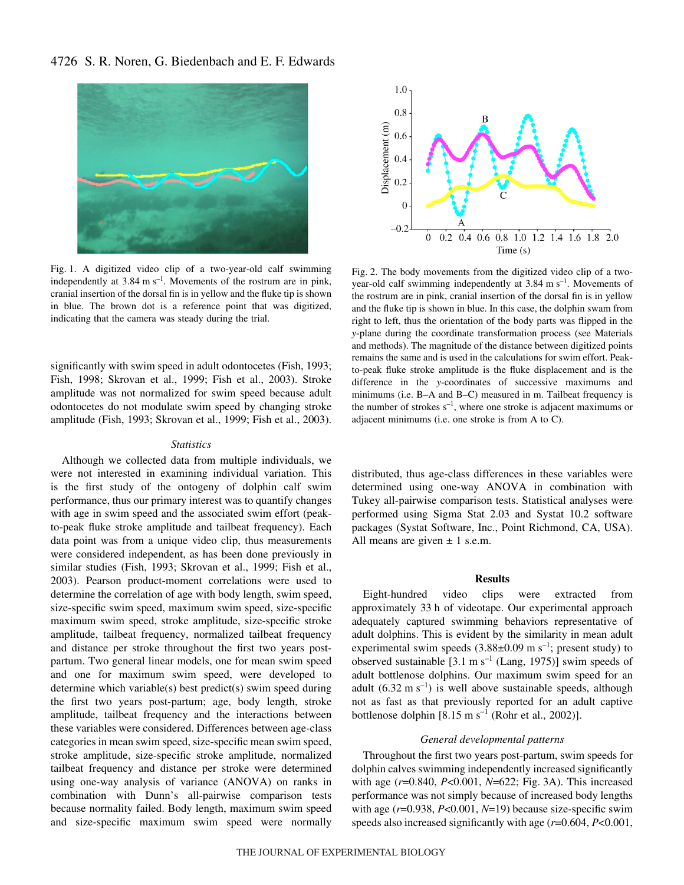Fig. 1. A digitized video clip of a two-year-old calf swimming independently at 3.84 m s$^{-1}$. Movements of the rostrum are in pink, cranial insertion of the dorsal fin is in yellow and the fluke tip is shown in blue. The brown dot is a reference point that was digitized, indicating that the camera was steady during the trial.

Fig. 2. The body movements from the digitized video clip of a two-year-old calf swimming independently at 3.84 m s$^{-1}$. Movements of the rostrum are in pink, cranial insertion of the dorsal fin is in yellow and the fluke tip is shown in blue. In this case, the dolphin swam from right to left, thus the orientation of the body parts was flipped in the *y*-plane during the coordinate transformation process (see Materials and methods). The magnitude of the distance between digitized points remains the same and is used in the calculations for swim effort. Peak-to-peak fluke stroke amplitude is the fluke displacement and is the difference in the *y*-coordinates of successive maximums and minimums (i.e. B–A and B–C) measured in m. Tailbeat frequency is the number of strokes s$^{-1}$, where one stroke is adjacent maximums or adjacent minimums (i.e. one stroke is from A to C).

significantly with swim speed in adult odontocetes (Fish, 1993; Fish, 1998; Skrovan et al., 1999; Fish et al., 2003). Stroke amplitude was not normalized for swim speed because adult odontocetes do not modulate swim speed by changing stroke amplitude (Fish, 1993; Skrovan et al., 1999; Fish et al., 2003).

### *Statistics*

Although we collected data from multiple individuals, we were not interested in examining individual variation. This is the first study of the ontogeny of dolphin calf swim performance, thus our primary interest was to quantify changes with age in swim speed and the associated swim effort (peak-to-peak fluke stroke amplitude and tailbeat frequency). Each data point was from a unique video clip, thus measurements were considered independent, as has been done previously in similar studies (Fish, 1993; Skrovan et al., 1999; Fish et al., 2003). Pearson product-moment correlations were used to determine the correlation of age with body length, swim speed, size-specific swim speed, maximum swim speed, size-specific maximum swim speed, stroke amplitude, size-specific stroke amplitude, tailbeat frequency, normalized tailbeat frequency and distance per stroke throughout the first two years post-partum. Two general linear models, one for mean swim speed and one for maximum swim speed, were developed to determine which variable(s) best predict(s) swim speed during the first two years post-partum; age, body length, stroke amplitude, tailbeat frequency and the interactions between these variables were considered. Differences between age-class categories in mean swim speed, size-specific mean swim speed, stroke amplitude, size-specific stroke amplitude, normalized tailbeat frequency and distance per stroke were determined using one-way analysis of variance (ANOVA) on ranks in combination with Dunn's all-pairwise comparison tests because normality failed. Body length, maximum swim speed and size-specific maximum swim speed were normally distributed, thus age-class differences in these variables were determined using one-way ANOVA in combination with Tukey all-pairwise comparison tests. Statistical analyses were performed using Sigma Stat 2.03 and Systat 10.2 software packages (Systat Software, Inc., Point Richmond, CA, USA). All means are given ± 1 s.e.m.

## Results

Eight-hundred video clips were extracted from approximately 33 h of videotape. Our experimental approach adequately captured swimming behaviors representative of adult dolphins. This is evident by the similarity in mean adult experimental swim speeds (3.88±0.09 m s$^{-1}$; present study) to observed sustainable [3.1 m s$^{-1}$ (Lang, 1975)] swim speeds of adult bottlenose dolphins. Our maximum swim speed for an adult (6.32 m s$^{-1}$) is well above sustainable speeds, although not as fast as that previously reported for an adult captive bottlenose dolphin [8.15 m s$^{-1}$ (Rohr et al., 2002)].

### *General developmental patterns*

Throughout the first two years post-partum, swim speeds for dolphin calves swimming independently increased significantly with age ($r$=0.840, $P$<0.001, $N$=622; Fig. 3A). This increased performance was not simply because of increased body lengths with age ($r$=0.938, $P$<0.001, $N$=19) because size-specific swim speeds also increased significantly with age ($r$=0.604, $P$<0.001,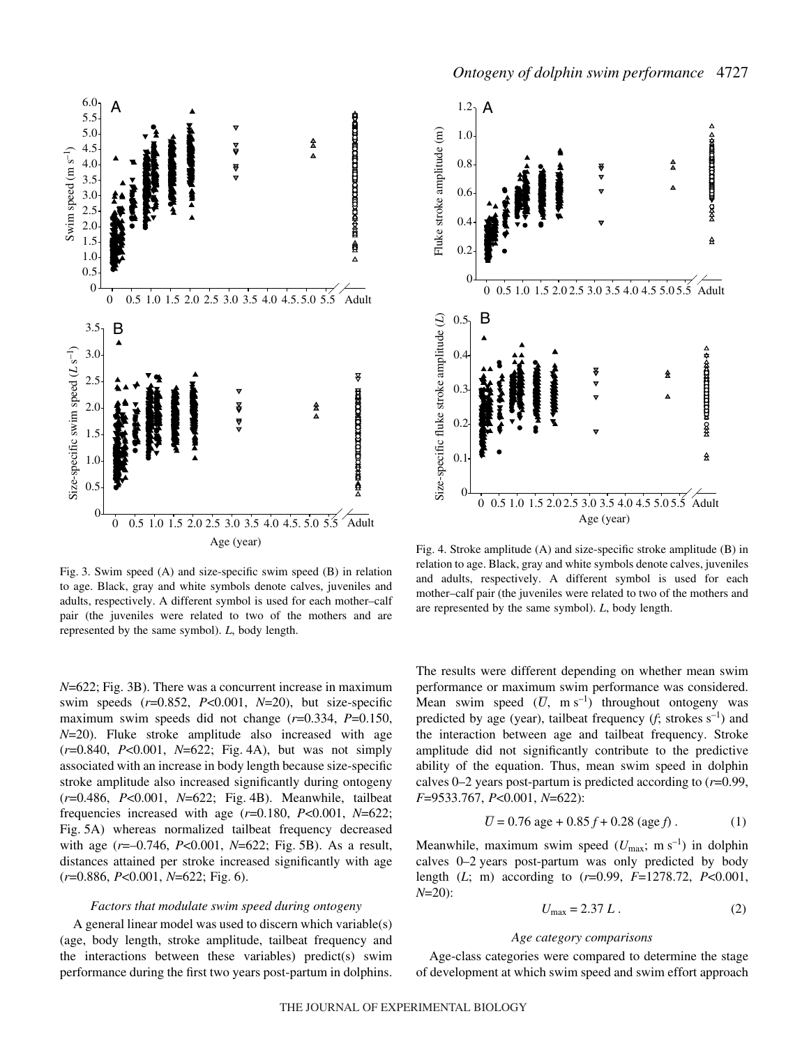Fig. 3. Swim speed (A) and size-specific swim speed (B) in relation to age. Black, gray and white symbols denote calves, juveniles and adults, respectively. A different symbol is used for each mother–calf pair (the juveniles were related to two of the mothers and are represented by the same symbol). *L*, body length.

Fig. 4. Stroke amplitude (A) and size-specific stroke amplitude (B) in relation to age. Black, gray and white symbols denote calves, juveniles and adults, respectively. A different symbol is used for each mother–calf pair (the juveniles were related to two of the mothers and are represented by the same symbol). *L*, body length.

$N$=622; Fig. 3B). There was a concurrent increase in maximum swim speeds ($r$=0.852, $P$<0.001, $N$=20), but size-specific maximum swim speeds did not change ($r$=0.334, $P$=0.150, $N$=20). Fluke stroke amplitude also increased with age ($r$=0.840, $P$<0.001, $N$=622; Fig. 4A), but was not simply associated with an increase in body length because size-specific stroke amplitude also increased significantly during ontogeny ($r$=0.486, $P$<0.001, $N$=622; Fig. 4B). Meanwhile, tailbeat frequencies increased with age ($r$=0.180, $P$<0.001, $N$=622; Fig. 5A) whereas normalized tailbeat frequency decreased with age ($r$=–0.746, $P$<0.001, $N$=622; Fig. 5B). As a result, distances attained per stroke increased significantly with age ($r$=0.886, $P$<0.001, $N$=622; Fig. 6).

### *Factors that modulate swim speed during ontogeny*

A general linear model was used to discern which variable(s) (age, body length, stroke amplitude, tailbeat frequency and the interactions between these variables) predict(s) swim performance during the first two years post-partum in dolphins. The results were different depending on whether mean swim performance or maximum swim performance was considered. Mean swim speed ($\overline{U}$, m s$^{-1}$) throughout ontogeny was predicted by age (year), tailbeat frequency ($f$; strokes s$^{-1}$) and the interaction between age and tailbeat frequency. Stroke amplitude did not significantly contribute to the predictive ability of the equation. Thus, mean swim speed in dolphin calves 0–2 years post-partum is predicted according to ($r$=0.99, $F$=9533.767, $P$<0.001, $N$=622):

$$\overline{U} = 0.76 \text{ age} + 0.85\, f + 0.28\, (\text{age } f)\,. \tag{1}$$

Meanwhile, maximum swim speed ($U_{max}$; m s$^{-1}$) in dolphin calves 0–2 years post-partum was only predicted by body length ($L$; m) according to ($r$=0.99, $F$=1278.72, $P$<0.001, $N$=20):

$$U_{max} = 2.37\, L\,. \tag{2}$$

### *Age category comparisons*

Age-class categories were compared to determine the stage of development at which swim speed and swim effort approach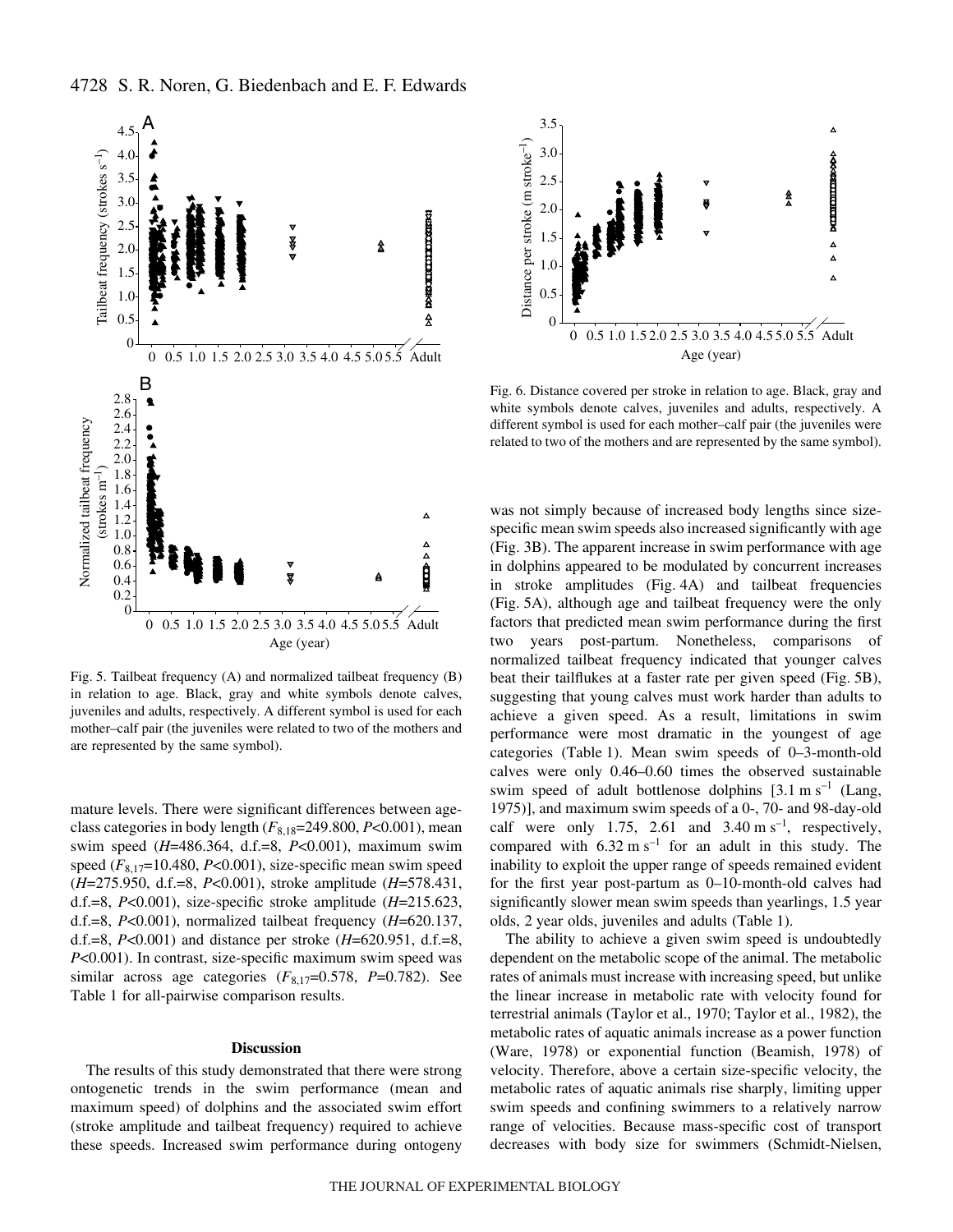Fig. 5. Tailbeat frequency (A) and normalized tailbeat frequency (B) in relation to age. Black, gray and white symbols denote calves, juveniles and adults, respectively. A different symbol is used for each mother–calf pair (the juveniles were related to two of the mothers and are represented by the same symbol).

Fig. 6. Distance covered per stroke in relation to age. Black, gray and white symbols denote calves, juveniles and adults, respectively. A different symbol is used for each mother–calf pair (the juveniles were related to two of the mothers and are represented by the same symbol).

mature levels. There were significant differences between age-class categories in body length ($F_{8,18}$=249.800, $P$<0.001), mean swim speed ($H$=486.364, d.f.=8, $P$<0.001), maximum swim speed ($F_{8,17}$=10.480, $P$<0.001), size-specific mean swim speed ($H$=275.950, d.f.=8, $P$<0.001), stroke amplitude ($H$=578.431, d.f.=8, $P$<0.001), size-specific stroke amplitude ($H$=215.623, d.f.=8, $P$<0.001), normalized tailbeat frequency ($H$=620.137, d.f.=8, $P$<0.001) and distance per stroke ($H$=620.951, d.f.=8, $P$<0.001). In contrast, size-specific maximum swim speed was similar across age categories ($F_{8,17}$=0.578, $P$=0.782). See Table 1 for all-pairwise comparison results.

## Discussion

The results of this study demonstrated that there were strong ontogenetic trends in the swim performance (mean and maximum speed) of dolphins and the associated swim effort (stroke amplitude and tailbeat frequency) required to achieve these speeds. Increased swim performance during ontogeny was not simply because of increased body lengths since size-specific mean swim speeds also increased significantly with age (Fig. 3B). The apparent increase in swim performance with age in dolphins appeared to be modulated by concurrent increases in stroke amplitudes (Fig. 4A) and tailbeat frequencies (Fig. 5A), although age and tailbeat frequency were the only factors that predicted mean swim performance during the first two years post-partum. Nonetheless, comparisons of normalized tailbeat frequency indicated that younger calves beat their tailflukes at a faster rate per given speed (Fig. 5B), suggesting that young calves must work harder than adults to achieve a given speed. As a result, limitations in swim performance were most dramatic in the youngest of age categories (Table 1). Mean swim speeds of 0–3-month-old calves were only 0.46–0.60 times the observed sustainable swim speed of adult bottlenose dolphins [3.1 m s$^{-1}$ (Lang, 1975)], and maximum swim speeds of a 0-, 70- and 98-day-old calf were only 1.75, 2.61 and 3.40 m s$^{-1}$, respectively, compared with 6.32 m s$^{-1}$ for an adult in this study. The inability to exploit the upper range of speeds remained evident for the first year post-partum as 0–10-month-old calves had significantly slower mean swim speeds than yearlings, 1.5 year olds, 2 year olds, juveniles and adults (Table 1).

The ability to achieve a given swim speed is undoubtedly dependent on the metabolic scope of the animal. The metabolic rates of animals must increase with increasing speed, but unlike the linear increase in metabolic rate with velocity found for terrestrial animals (Taylor et al., 1970; Taylor et al., 1982), the metabolic rates of aquatic animals increase as a power function (Ware, 1978) or exponential function (Beamish, 1978) of velocity. Therefore, above a certain size-specific velocity, the metabolic rates of aquatic animals rise sharply, limiting upper swim speeds and confining swimmers to a relatively narrow range of velocities. Because mass-specific cost of transport decreases with body size for swimmers (Schmidt-Nielsen,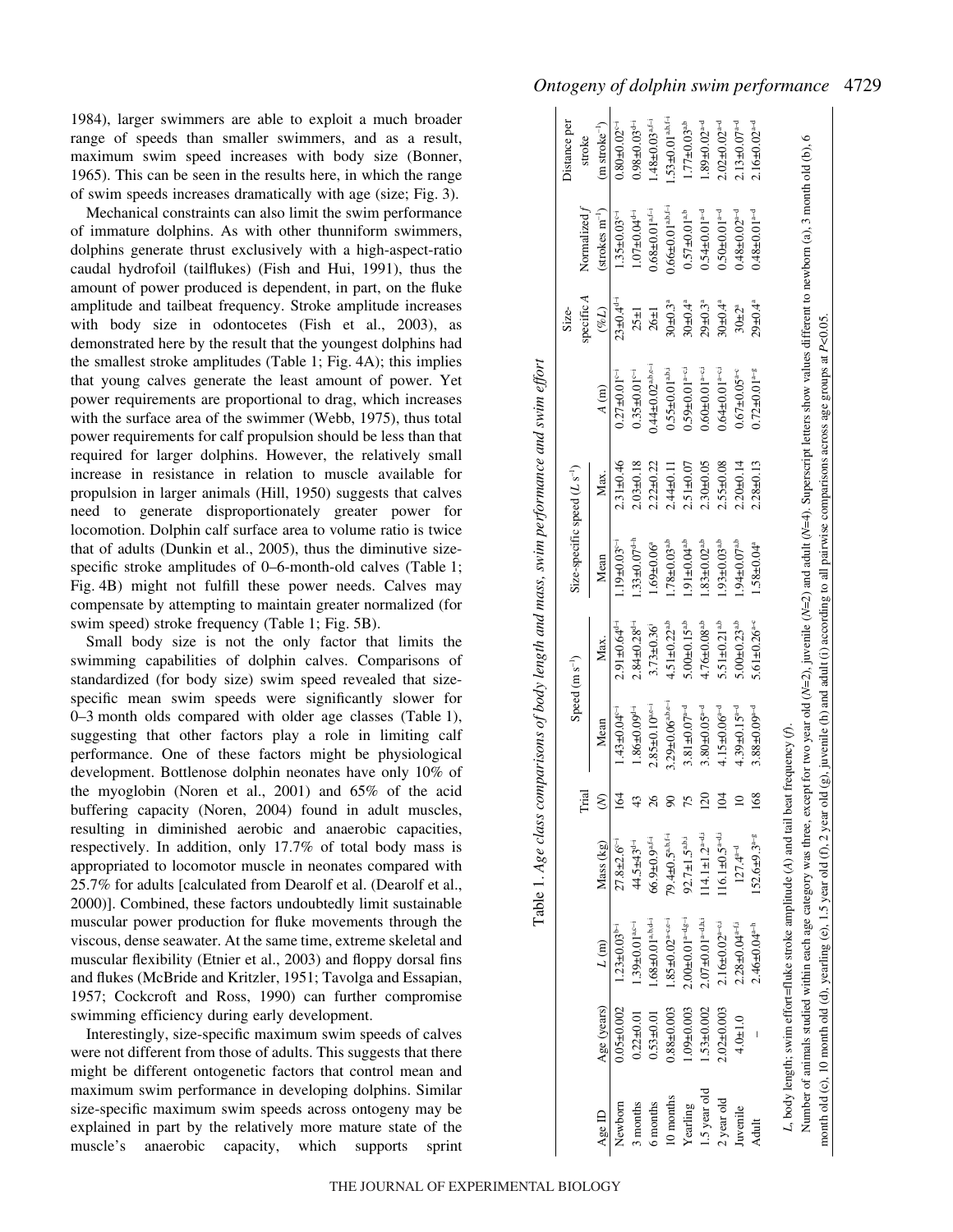1984), larger swimmers are able to exploit a much broader range of speeds than smaller swimmers, and as a result, maximum swim speed increases with body size (Bonner, 1965). This can be seen in the results here, in which the range of swim speeds increases dramatically with age (size; Fig. 3).

Mechanical constraints can also limit the swim performance of immature dolphins. As with other thunniform swimmers, dolphins generate thrust exclusively with a high-aspect-ratio caudal hydrofoil (tailflukes) (Fish and Hui, 1991), thus the amount of power produced is dependent, in part, on the fluke amplitude and tailbeat frequency. Stroke amplitude increases with body size in odontocetes (Fish et al., 2003), as demonstrated here by the result that the youngest dolphins had the smallest stroke amplitudes (Table 1; Fig. 4A); this implies that young calves generate the least amount of power. Yet power requirements are proportional to drag, which increases with the surface area of the swimmer (Webb, 1975), thus total power requirements for calf propulsion should be less than that required for larger dolphins. However, the relatively small increase in resistance in relation to muscle available for propulsion in larger animals (Hill, 1950) suggests that calves need to generate disproportionately greater power for locomotion. Dolphin calf surface area to volume ratio is twice that of adults (Dunkin et al., 2005), thus the diminutive size-specific stroke amplitudes of 0–6-month-old calves (Table 1; Fig. 4B) might not fulfill these power needs. Calves may compensate by attempting to maintain greater normalized (for swim speed) stroke frequency (Table 1; Fig. 5B).

Small body size is not the only factor that limits the swimming capabilities of dolphin calves. Comparisons of standardized (for body size) swim speed revealed that size-specific mean swim speeds were significantly slower for 0–3 month olds compared with older age classes (Table 1), suggesting that other factors play a role in limiting calf performance. One of these factors might be physiological development. Bottlenose dolphin neonates have only 10% of the myoglobin (Noren et al., 2001) and 65% of the acid buffering capacity (Noren, 2004) found in adult muscles, resulting in diminished aerobic and anaerobic capacities, respectively. In addition, only 17.7% of total body mass is appropriated to locomotor muscle in neonates compared with 25.7% for adults [calculated from Dearolf et al. (Dearolf et al., 2000)]. Combined, these factors undoubtedly limit sustainable muscular power production for fluke movements through the viscous, dense seawater. At the same time, extreme skeletal and muscular flexibility (Etnier et al., 2003) and floppy dorsal fins and flukes (McBride and Kritzler, 1951; Tavolga and Essapian, 1957; Cockcroft and Ross, 1990) can further compromise swimming efficiency during early development.

Interestingly, size-specific maximum swim speeds of calves were not different from those of adults. This suggests that there might be different ontogenetic factors that control mean and maximum swim performance in developing dolphins. Similar size-specific maximum swim speeds across ontogeny may be explained in part by the relatively more mature state of the muscle's anaerobic capacity, which supports sprint

Table 1. *Age class comparisons of body length and mass, swim performance and swim effort*

| Age ID | Age (years) | $L$ (m) | Mass (kg) | Trial ($N$) | Speed (m s$^{-1}$) Mean | Max. | Size-specific speed ($L$ s$^{-1}$) Mean | Max. | $A$ (m) | Size-specific $A$ (%$L$) | Normalized $f$ (strokes m$^{-1}$) | Distance per stroke (m stroke$^{-1}$) |
|---|---|---|---|---|---|---|---|---|---|---|---|---|
| Newborn | 0.05±0.002 | 1.23±0.03$^{b\text{–}i}$ | 27.8±2.6$^{c\text{–}i}$ | 164 | 1.43±0.04$^{c\text{–}i}$ | 2.91±0.64$^{d\text{–}i}$ | 1.19±0.03$^{c\text{–}i}$ | 2.31±0.46 | 0.27±0.01$^{c\text{–}i}$ | 23±0.4$^{d\text{–}i}$ | 1.35±0.03$^{c\text{–}i}$ | 0.80±0.02$^{c\text{–}i}$ |
| 3 months | 0.22±0.01 | 1.39±0.01$^{a,c\text{–}i}$ | 44.5±43$^{d\text{–}i}$ | 43 | 1.86±0.09$^{d\text{–}i}$ | 2.84±0.28$^{d\text{–}i}$ | 1.33±0.07$^{d\text{–}h}$ | 2.03±0.18 | 0.35±0.01$^{c\text{–}i}$ | 25±1 | 1.07±0.04$^{d\text{–}i}$ | 0.98±0.03$^{d\text{–}i}$ |
| 6 months | 0.53±0.01 | 1.68±0.01$^{a,b,d\text{–}i}$ | 66.9±0.9$^{a,f\text{–}i}$ | 26 | 2.85±0.10$^{a,e\text{–}i}$ | 3.73±0.36$^{i}$ | 1.69±0.06$^{a}$ | 2.22±0.22 | 0.44±0.02$^{a,b,e\text{–}i}$ | 26±1 | 0.68±0.01$^{a,f\text{–}i}$ | 1.48±0.03$^{a,f\text{–}i}$ |
| 10 months | 0.88±0.003 | 1.85±0.02$^{a\text{–}c,e\text{–}i}$ | 79.4±0.5$^{a,b,f\text{–}i}$ | 90 | 3.29±0.06$^{a,b,e\text{–}i}$ | 4.51±0.22$^{a,b}$ | 1.78±0.03$^{a,b}$ | 2.44±0.11 | 0.55±0.01$^{a,b,i}$ | 30±0.3$^{a}$ | 0.66±0.01$^{a,b,f\text{–}i}$ | 1.53±0.01$^{a,b,f\text{–}i}$ |
| Yearling | 1.09±0.003 | 2.00±0.01$^{a\text{–}d,g\text{–}i}$ | 92.7±1.5$^{a,b,i}$ | 75 | 3.81±0.07$^{a\text{–}d}$ | 5.00±0.15$^{a,b}$ | 1.91±0.04$^{a,b}$ | 2.51±0.07 | 0.59±0.01$^{a\text{–}c,i}$ | 30±0.4$^{a}$ | 0.57±0.01$^{a,b}$ | 1.77±0.03$^{a,b}$ |
| 1.5 year old | 1.53±0.002 | 2.07±0.01$^{a\text{–}d,h,i}$ | 114.1±1.2$^{a\text{–}d,i}$ | 120 | 3.80±0.05$^{a\text{–}d}$ | 4.76±0.08$^{a,b}$ | 1.83±0.02$^{a,b}$ | 2.30±0.05 | 0.60±0.01$^{a\text{–}c,i}$ | 29±0.3$^{a}$ | 0.54±0.01$^{a\text{–}d}$ | 1.89±0.02$^{a\text{–}d}$ |
| 2 year old | 2.02±0.003 | 2.16±0.02$^{a\text{–}e,i}$ | 116.1±0.5$^{a\text{–}d,i}$ | 104 | 4.15±0.06$^{a\text{–}d}$ | 5.51±0.21$^{a,b}$ | 1.93±0.03$^{a,b}$ | 2.55±0.08 | 0.64±0.01$^{a\text{–}c,i}$ | 30±0.4$^{a}$ | 0.50±0.01$^{a\text{–}d}$ | 2.02±0.02$^{a\text{–}d}$ |
| Juvenile | 4.0±1.0 | 2.28±0.04$^{a\text{–}f,i}$ | 127.4$^{a\text{–}d}$ | 10 | 4.39±0.15$^{a\text{–}d}$ | 5.00±0.23$^{a,b}$ | 1.94±0.07$^{a,b}$ | 2.20±0.14 | 0.67±0.05$^{a\text{–}c}$ | 30±2$^{a}$ | 0.48±0.02$^{a\text{–}d}$ | 2.13±0.07$^{a\text{–}d}$ |
| Adult | – | 2.46±0.04$^{a\text{–}h}$ | 152.6±9.3$^{a\text{–}g}$ | 168 | 3.88±0.09$^{a\text{–}d}$ | 5.61±0.26$^{a\text{–}c}$ | 1.58±0.04$^{a}$ | 2.28±0.13 | 0.72±0.01$^{a\text{–}g}$ | 29±0.4$^{a}$ | 0.48±0.01$^{a\text{–}d}$ | 2.16±0.02$^{a\text{–}d}$ |

$L$, body length; swim effort=fluke stroke amplitude ($A$) and tail beat frequency ($f$).

Number of animals studied within each age category was three, except for two year old ($N$=2), juvenile ($N$=2) and adult ($N$=4). Superscript letters show values different to newborn (a), 3 month old (b), 6 month old (c), 10 month old (d), yearling (e), 1.5 year old (f), 2 year old (g), juvenile (h) and adult (i) according to all pairwise comparisons across age groups at $P$<0.05.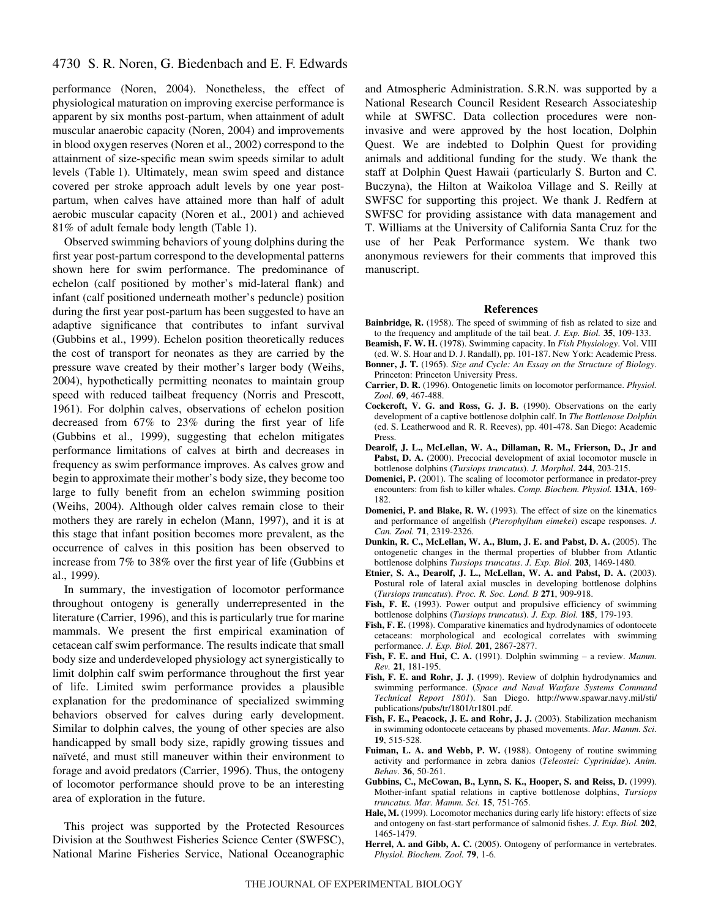performance (Noren, 2004). Nonetheless, the effect of physiological maturation on improving exercise performance is apparent by six months post-partum, when attainment of adult muscular anaerobic capacity (Noren, 2004) and improvements in blood oxygen reserves (Noren et al., 2002) correspond to the attainment of size-specific mean swim speeds similar to adult levels (Table 1). Ultimately, mean swim speed and distance covered per stroke approach adult levels by one year post-partum, when calves have attained more than half of adult aerobic muscular capacity (Noren et al., 2001) and achieved 81% of adult female body length (Table 1).

Observed swimming behaviors of young dolphins during the first year post-partum correspond to the developmental patterns shown here for swim performance. The predominance of echelon (calf positioned by mother's mid-lateral flank) and infant (calf positioned underneath mother's peduncle) position during the first year post-partum has been suggested to have an adaptive significance that contributes to infant survival (Gubbins et al., 1999). Echelon position theoretically reduces the cost of transport for neonates as they are carried by the pressure wave created by their mother's larger body (Weihs, 2004), hypothetically permitting neonates to maintain group speed with reduced tailbeat frequency (Norris and Prescott, 1961). For dolphin calves, observations of echelon position decreased from 67% to 23% during the first year of life (Gubbins et al., 1999), suggesting that echelon mitigates performance limitations of calves at birth and decreases in frequency as swim performance improves. As calves grow and begin to approximate their mother's body size, they become too large to fully benefit from an echelon swimming position (Weihs, 2004). Although older calves remain close to their mothers they are rarely in echelon (Mann, 1997), and it is at this stage that infant position becomes more prevalent, as the occurrence of calves in this position has been observed to increase from 7% to 38% over the first year of life (Gubbins et al., 1999).

In summary, the investigation of locomotor performance throughout ontogeny is generally underrepresented in the literature (Carrier, 1996), and this is particularly true for marine mammals. We present the first empirical examination of cetacean calf swim performance. The results indicate that small body size and underdeveloped physiology act synergistically to limit dolphin calf swim performance throughout the first year of life. Limited swim performance provides a plausible explanation for the predominance of specialized swimming behaviors observed for calves during early development. Similar to dolphin calves, the young of other species are also handicapped by small body size, rapidly growing tissues and naïveté, and must still maneuver within their environment to forage and avoid predators (Carrier, 1996). Thus, the ontogeny of locomotor performance should prove to be an interesting area of exploration in the future.

This project was supported by the Protected Resources Division at the Southwest Fisheries Science Center (SWFSC), National Marine Fisheries Service, National Oceanographic and Atmospheric Administration. S.R.N. was supported by a National Research Council Resident Research Associateship while at SWFSC. Data collection procedures were non-invasive and were approved by the host location, Dolphin Quest. We are indebted to Dolphin Quest for providing animals and additional funding for the study. We thank the staff at Dolphin Quest Hawaii (particularly S. Burton and C. Buczyna), the Hilton at Waikoloa Village and S. Reilly at SWFSC for supporting this project. We thank J. Redfern at SWFSC for providing assistance with data management and T. Williams at the University of California Santa Cruz for the use of her Peak Performance system. We thank two anonymous reviewers for their comments that improved this manuscript.

## References

**Bainbridge, R.** (1958). The speed of swimming of fish as related to size and to the frequency and amplitude of the tail beat. *J. Exp. Biol.* **35**, 109-133.

**Beamish, F. W. H.** (1978). Swimming capacity. In *Fish Physiology*. Vol. VIII (ed. W. S. Hoar and D. J. Randall), pp. 101-187. New York: Academic Press.

**Bonner, J. T.** (1965). *Size and Cycle: An Essay on the Structure of Biology*. Princeton: Princeton University Press.

**Carrier, D. R.** (1996). Ontogenetic limits on locomotor performance. *Physiol. Zool*. **69**, 467-488.

**Cockcroft, V. G. and Ross, G. J. B.** (1990). Observations on the early development of a captive bottlenose dolphin calf. In *The Bottlenose Dolphin* (ed. S. Leatherwood and R. R. Reeves), pp. 401-478. San Diego: Academic Press.

**Dearolf, J. L., McLellan, W. A., Dillaman, R. M., Frierson, D., Jr and Pabst, D. A.** (2000). Precocial development of axial locomotor muscle in bottlenose dolphins (*Tursiops truncatus*). *J. Morphol*. **244**, 203-215.

**Domenici, P.** (2001). The scaling of locomotor performance in predator-prey encounters: from fish to killer whales. *Comp. Biochem. Physiol.* **131A**, 169-182.

**Domenici, P. and Blake, R. W.** (1993). The effect of size on the kinematics and performance of angelfish (*Pterophyllum eimekei*) escape responses. *J. Can. Zool.* **71**, 2319-2326.

**Dunkin, R. C., McLellan, W. A., Blum, J. E. and Pabst, D. A.** (2005). The ontogenetic changes in the thermal properties of blubber from Atlantic bottlenose dolphins *Tursiops truncatus*. *J. Exp. Biol.* **203**, 1469-1480.

**Etnier, S. A., Dearolf, J. L., McLellan, W. A. and Pabst, D. A.** (2003). Postural role of lateral axial muscles in developing bottlenose dolphins (*Tursiops truncatus*). *Proc. R. Soc. Lond. B* **271**, 909-918.

**Fish, F. E.** (1993). Power output and propulsive efficiency of swimming bottlenose dolphins (*Tursiops truncatus*). *J. Exp. Biol.* **185**, 179-193.

**Fish, F. E.** (1998). Comparative kinematics and hydrodynamics of odontocete cetaceans: morphological and ecological correlates with swimming performance. *J. Exp. Biol.* **201**, 2867-2877.

**Fish, F. E. and Hui, C. A.** (1991). Dolphin swimming – a review. *Mamm. Rev.* **21**, 181-195.

**Fish, F. E. and Rohr, J. J.** (1999). Review of dolphin hydrodynamics and swimming performance. (*Space and Naval Warfare Systems Command Technical Report 1801*). San Diego. http://www.spawar.navy.mil/sti/publications/pubs/tr/1801/tr1801.pdf.

**Fish, F. E., Peacock, J. E. and Rohr, J. J.** (2003). Stabilization mechanism in swimming odontocete cetaceans by phased movements. *Mar. Mamm. Sci*. **19**, 515-528.

**Fuiman, L. A. and Webb, P. W.** (1988). Ontogeny of routine swimming activity and performance in zebra danios (*Teleostei: Cyprinidae*). *Anim. Behav.* **36**, 50-261.

**Gubbins, C., McCowan, B., Lynn, S. K., Hooper, S. and Reiss, D.** (1999). Mother-infant spatial relations in captive bottlenose dolphins, *Tursiops truncatus. Mar. Mamm. Sci.* **15**, 751-765.

**Hale, M.** (1999). Locomotor mechanics during early life history: effects of size and ontogeny on fast-start performance of salmonid fishes. *J. Exp. Biol.* **202**, 1465-1479.

**Herrel, A. and Gibb, A. C.** (2005). Ontogeny of performance in vertebrates. *Physiol. Biochem. Zool.* **79**, 1-6.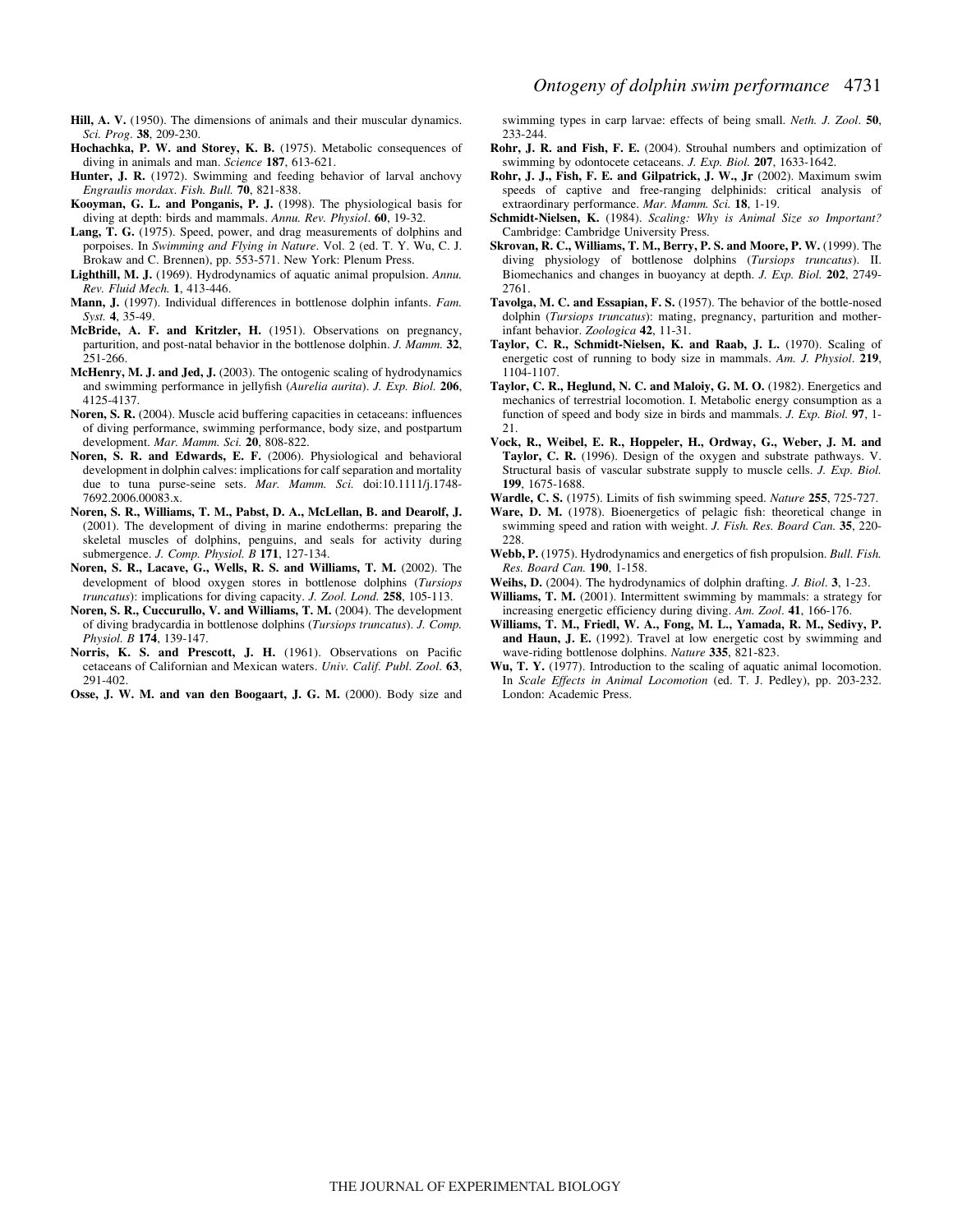**Hill, A. V.** (1950). The dimensions of animals and their muscular dynamics. *Sci. Prog*. **38**, 209-230.

**Hochachka, P. W. and Storey, K. B.** (1975). Metabolic consequences of diving in animals and man. *Science* **187**, 613-621.

**Hunter, J. R.** (1972). Swimming and feeding behavior of larval anchovy *Engraulis mordax*. *Fish. Bull.* **70**, 821-838.

**Kooyman, G. L. and Ponganis, P. J.** (1998). The physiological basis for diving at depth: birds and mammals. *Annu. Rev. Physiol*. **60**, 19-32.

**Lang, T. G.** (1975). Speed, power, and drag measurements of dolphins and porpoises. In *Swimming and Flying in Nature*. Vol. 2 (ed. T. Y. Wu, C. J. Brokaw and C. Brennen), pp. 553-571. New York: Plenum Press.

**Lighthill, M. J.** (1969). Hydrodynamics of aquatic animal propulsion. *Annu. Rev. Fluid Mech.* **1**, 413-446.

**Mann, J.** (1997). Individual differences in bottlenose dolphin infants. *Fam. Syst.* **4**, 35-49.

**McBride, A. F. and Kritzler, H.** (1951). Observations on pregnancy, parturition, and post-natal behavior in the bottlenose dolphin. *J. Mamm.* **32**, 251-266.

**McHenry, M. J. and Jed, J.** (2003). The ontogenic scaling of hydrodynamics and swimming performance in jellyfish (*Aurelia aurita*). *J. Exp. Biol.* **206**, 4125-4137.

**Noren, S. R.** (2004). Muscle acid buffering capacities in cetaceans: influences of diving performance, swimming performance, body size, and postpartum development. *Mar. Mamm. Sci.* **20**, 808-822.

**Noren, S. R. and Edwards, E. F.** (2006). Physiological and behavioral development in dolphin calves: implications for calf separation and mortality due to tuna purse-seine sets. *Mar. Mamm. Sci.* doi:10.1111/j.1748-7692.2006.00083.x.

**Noren, S. R., Williams, T. M., Pabst, D. A., McLellan, B. and Dearolf, J.** (2001). The development of diving in marine endotherms: preparing the skeletal muscles of dolphins, penguins, and seals for activity during submergence. *J. Comp. Physiol. B* **171**, 127-134.

**Noren, S. R., Lacave, G., Wells, R. S. and Williams, T. M.** (2002). The development of blood oxygen stores in bottlenose dolphins (*Tursiops truncatus*): implications for diving capacity. *J. Zool. Lond.* **258**, 105-113.

**Noren, S. R., Cuccurullo, V. and Williams, T. M.** (2004). The development of diving bradycardia in bottlenose dolphins (*Tursiops truncatus*). *J. Comp. Physiol. B* **174**, 139-147.

**Norris, K. S. and Prescott, J. H.** (1961). Observations on Pacific cetaceans of Californian and Mexican waters. *Univ. Calif. Publ. Zool.* **63**, 291-402.

**Osse, J. W. M. and van den Boogaart, J. G. M.** (2000). Body size and swimming types in carp larvae: effects of being small. *Neth. J. Zool*. **50**, 233-244.

**Rohr, J. R. and Fish, F. E.** (2004). Strouhal numbers and optimization of swimming by odontocete cetaceans. *J. Exp. Biol.* **207**, 1633-1642.

**Rohr, J. J., Fish, F. E. and Gilpatrick, J. W., Jr** (2002). Maximum swim speeds of captive and free-ranging delphinids: critical analysis of extraordinary performance. *Mar. Mamm. Sci.* **18**, 1-19.

**Schmidt-Nielsen, K.** (1984). *Scaling: Why is Animal Size so Important?* Cambridge: Cambridge University Press.

**Skrovan, R. C., Williams, T. M., Berry, P. S. and Moore, P. W.** (1999). The diving physiology of bottlenose dolphins (*Tursiops truncatus*). II. Biomechanics and changes in buoyancy at depth. *J. Exp. Biol.* **202**, 2749-2761.

**Tavolga, M. C. and Essapian, F. S.** (1957). The behavior of the bottle-nosed dolphin (*Tursiops truncatus*): mating, pregnancy, parturition and mother-infant behavior. *Zoologica* **42**, 11-31.

**Taylor, C. R., Schmidt-Nielsen, K. and Raab, J. L.** (1970). Scaling of energetic cost of running to body size in mammals. *Am. J. Physiol*. **219**, 1104-1107.

**Taylor, C. R., Heglund, N. C. and Maloiy, G. M. O.** (1982). Energetics and mechanics of terrestrial locomotion. I. Metabolic energy consumption as a function of speed and body size in birds and mammals. *J. Exp. Biol.* **97**, 1-21.

**Vock, R., Weibel, E. R., Hoppeler, H., Ordway, G., Weber, J. M. and Taylor, C. R.** (1996). Design of the oxygen and substrate pathways. V. Structural basis of vascular substrate supply to muscle cells. *J. Exp. Biol.* **199**, 1675-1688.

**Wardle, C. S.** (1975). Limits of fish swimming speed. *Nature* **255**, 725-727.

**Ware, D. M.** (1978). Bioenergetics of pelagic fish: theoretical change in swimming speed and ration with weight. *J. Fish. Res. Board Can.* **35**, 220-228.

**Webb, P.** (1975). Hydrodynamics and energetics of fish propulsion. *Bull. Fish. Res. Board Can.* **190**, 1-158.

**Weihs, D.** (2004). The hydrodynamics of dolphin drafting. *J. Biol*. **3**, 1-23.

**Williams, T. M.** (2001). Intermittent swimming by mammals: a strategy for increasing energetic efficiency during diving. *Am. Zool*. **41**, 166-176.

**Williams, T. M., Friedl, W. A., Fong, M. L., Yamada, R. M., Sedivy, P. and Haun, J. E.** (1992). Travel at low energetic cost by swimming and wave-riding bottlenose dolphins. *Nature* **335**, 821-823.

**Wu, T. Y.** (1977). Introduction to the scaling of aquatic animal locomotion. In *Scale Effects in Animal Locomotion* (ed. T. J. Pedley), pp. 203-232. London: Academic Press.